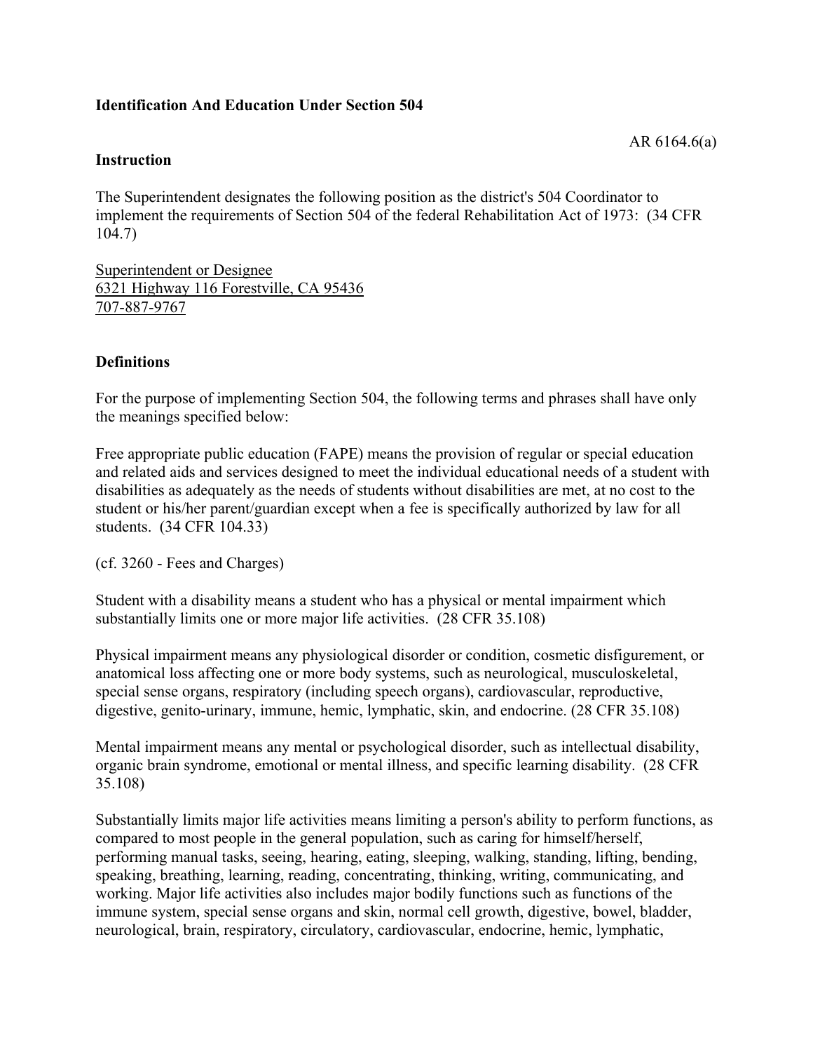**Identification And Education Under Section 504**

AR 6164.6(a)

**Instruction**

The Superintendent designates the following position as the district's 504 Coordinator to implement the requirements of Section 504 of the federal Rehabilitation Act of 1973: (34 CFR 104.7)

Superintendent or Designee
6321 Highway 116 Forestville, CA 95436
707-887-9767

**Definitions**

For the purpose of implementing Section 504, the following terms and phrases shall have only the meanings specified below:

Free appropriate public education (FAPE) means the provision of regular or special education and related aids and services designed to meet the individual educational needs of a student with disabilities as adequately as the needs of students without disabilities are met, at no cost to the student or his/her parent/guardian except when a fee is specifically authorized by law for all students. (34 CFR 104.33)

(cf. 3260 - Fees and Charges)

Student with a disability means a student who has a physical or mental impairment which substantially limits one or more major life activities. (28 CFR 35.108)

Physical impairment means any physiological disorder or condition, cosmetic disfigurement, or anatomical loss affecting one or more body systems, such as neurological, musculoskeletal, special sense organs, respiratory (including speech organs), cardiovascular, reproductive, digestive, genito-urinary, immune, hemic, lymphatic, skin, and endocrine. (28 CFR 35.108)

Mental impairment means any mental or psychological disorder, such as intellectual disability, organic brain syndrome, emotional or mental illness, and specific learning disability. (28 CFR 35.108)

Substantially limits major life activities means limiting a person's ability to perform functions, as compared to most people in the general population, such as caring for himself/herself, performing manual tasks, seeing, hearing, eating, sleeping, walking, standing, lifting, bending, speaking, breathing, learning, reading, concentrating, thinking, writing, communicating, and working. Major life activities also includes major bodily functions such as functions of the immune system, special sense organs and skin, normal cell growth, digestive, bowel, bladder, neurological, brain, respiratory, circulatory, cardiovascular, endocrine, hemic, lymphatic,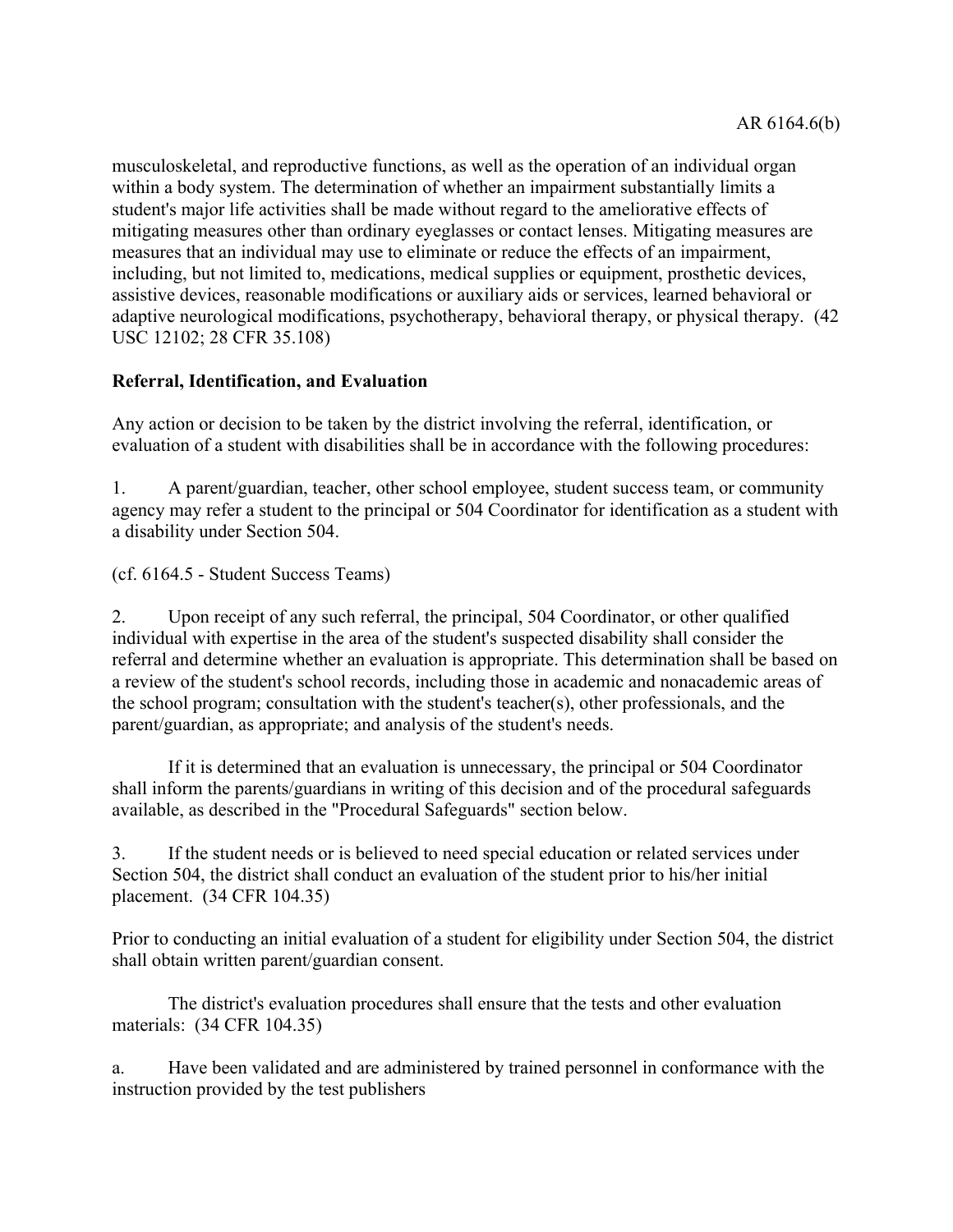musculoskeletal, and reproductive functions, as well as the operation of an individual organ within a body system. The determination of whether an impairment substantially limits a student's major life activities shall be made without regard to the ameliorative effects of mitigating measures other than ordinary eyeglasses or contact lenses. Mitigating measures are measures that an individual may use to eliminate or reduce the effects of an impairment, including, but not limited to, medications, medical supplies or equipment, prosthetic devices, assistive devices, reasonable modifications or auxiliary aids or services, learned behavioral or adaptive neurological modifications, psychotherapy, behavioral therapy, or physical therapy. (42 USC 12102; 28 CFR 35.108)

**Referral, Identification, and Evaluation**

Any action or decision to be taken by the district involving the referral, identification, or evaluation of a student with disabilities shall be in accordance with the following procedures:

1. A parent/guardian, teacher, other school employee, student success team, or community agency may refer a student to the principal or 504 Coordinator for identification as a student with a disability under Section 504.

(cf. 6164.5 - Student Success Teams)

2. Upon receipt of any such referral, the principal, 504 Coordinator, or other qualified individual with expertise in the area of the student's suspected disability shall consider the referral and determine whether an evaluation is appropriate. This determination shall be based on a review of the student's school records, including those in academic and nonacademic areas of the school program; consultation with the student's teacher(s), other professionals, and the parent/guardian, as appropriate; and analysis of the student's needs.

   If it is determined that an evaluation is unnecessary, the principal or 504 Coordinator shall inform the parents/guardians in writing of this decision and of the procedural safeguards available, as described in the "Procedural Safeguards" section below.

3. If the student needs or is believed to need special education or related services under Section 504, the district shall conduct an evaluation of the student prior to his/her initial placement. (34 CFR 104.35)

Prior to conducting an initial evaluation of a student for eligibility under Section 504, the district shall obtain written parent/guardian consent.

   The district's evaluation procedures shall ensure that the tests and other evaluation materials: (34 CFR 104.35)

a. Have been validated and are administered by trained personnel in conformance with the instruction provided by the test publishers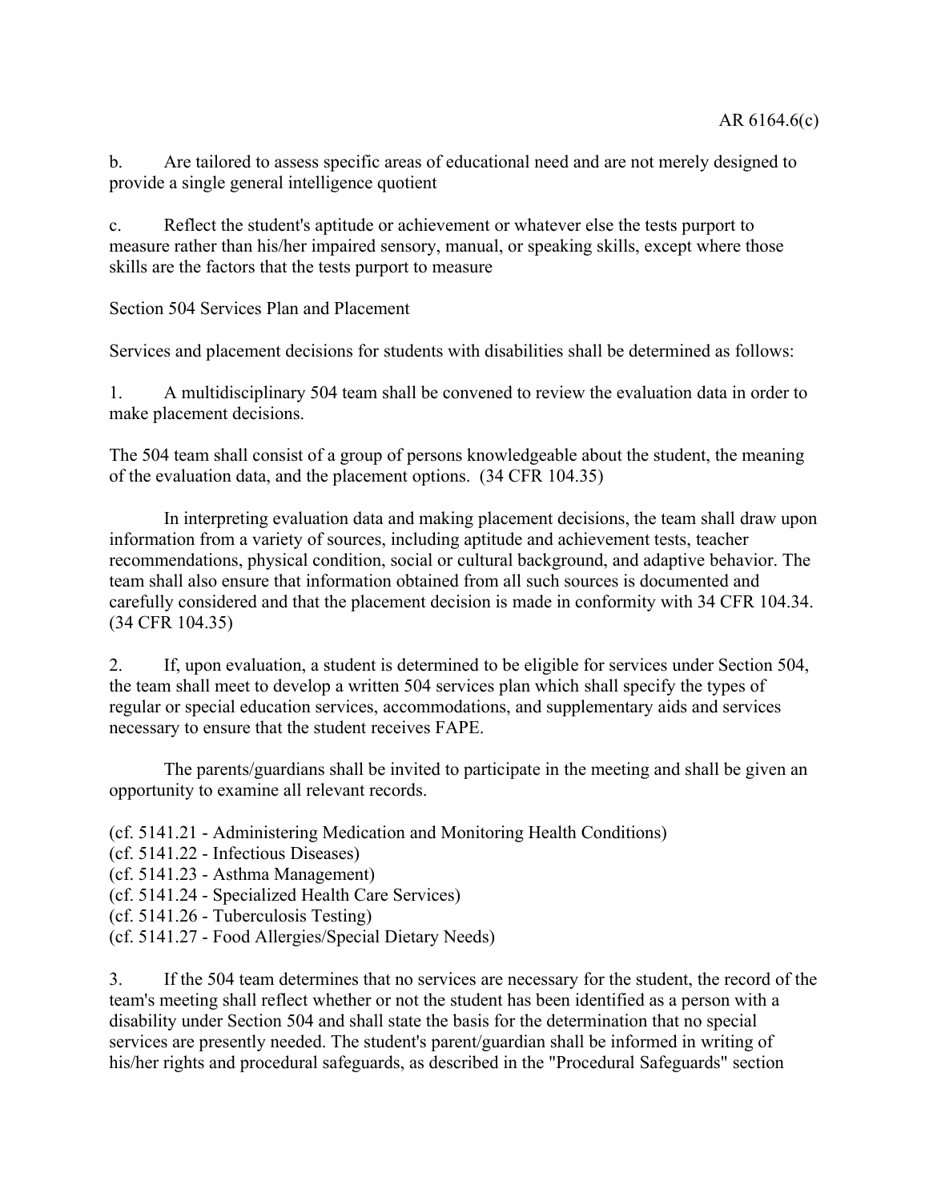b. Are tailored to assess specific areas of educational need and are not merely designed to provide a single general intelligence quotient

c. Reflect the student's aptitude or achievement or whatever else the tests purport to measure rather than his/her impaired sensory, manual, or speaking skills, except where those skills are the factors that the tests purport to measure

Section 504 Services Plan and Placement

Services and placement decisions for students with disabilities shall be determined as follows:

1. A multidisciplinary 504 team shall be convened to review the evaluation data in order to make placement decisions.

The 504 team shall consist of a group of persons knowledgeable about the student, the meaning of the evaluation data, and the placement options. (34 CFR 104.35)

In interpreting evaluation data and making placement decisions, the team shall draw upon information from a variety of sources, including aptitude and achievement tests, teacher recommendations, physical condition, social or cultural background, and adaptive behavior. The team shall also ensure that information obtained from all such sources is documented and carefully considered and that the placement decision is made in conformity with 34 CFR 104.34. (34 CFR 104.35)

2. If, upon evaluation, a student is determined to be eligible for services under Section 504, the team shall meet to develop a written 504 services plan which shall specify the types of regular or special education services, accommodations, and supplementary aids and services necessary to ensure that the student receives FAPE.

The parents/guardians shall be invited to participate in the meeting and shall be given an opportunity to examine all relevant records.

(cf. 5141.21 - Administering Medication and Monitoring Health Conditions)
(cf. 5141.22 - Infectious Diseases)
(cf. 5141.23 - Asthma Management)
(cf. 5141.24 - Specialized Health Care Services)
(cf. 5141.26 - Tuberculosis Testing)
(cf. 5141.27 - Food Allergies/Special Dietary Needs)

3. If the 504 team determines that no services are necessary for the student, the record of the team's meeting shall reflect whether or not the student has been identified as a person with a disability under Section 504 and shall state the basis for the determination that no special services are presently needed. The student's parent/guardian shall be informed in writing of his/her rights and procedural safeguards, as described in the "Procedural Safeguards" section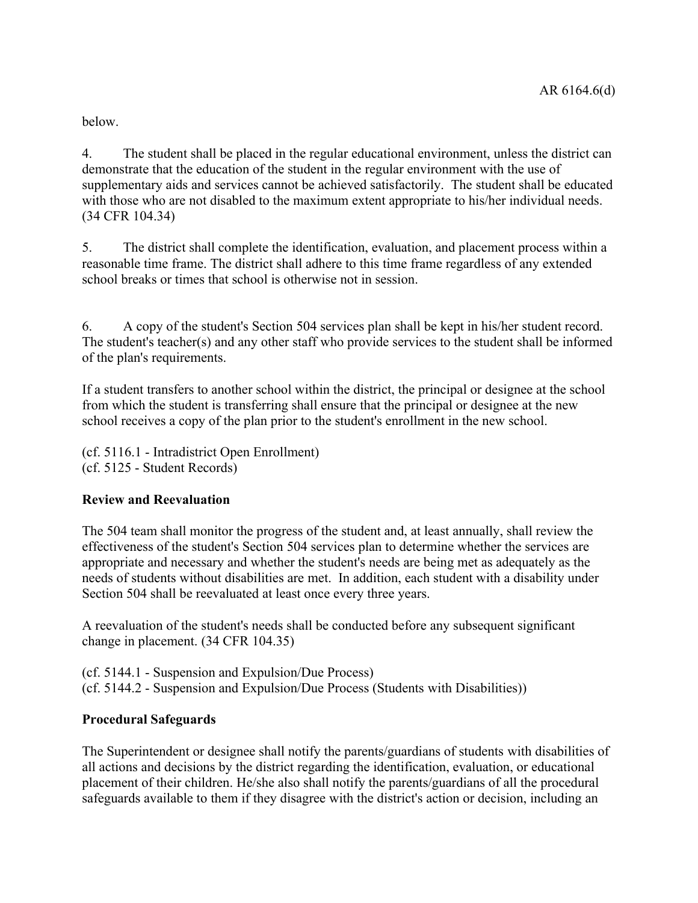below.

4. The student shall be placed in the regular educational environment, unless the district can demonstrate that the education of the student in the regular environment with the use of supplementary aids and services cannot be achieved satisfactorily. The student shall be educated with those who are not disabled to the maximum extent appropriate to his/her individual needs. (34 CFR 104.34)

5. The district shall complete the identification, evaluation, and placement process within a reasonable time frame. The district shall adhere to this time frame regardless of any extended school breaks or times that school is otherwise not in session.

6. A copy of the student's Section 504 services plan shall be kept in his/her student record. The student's teacher(s) and any other staff who provide services to the student shall be informed of the plan's requirements.

If a student transfers to another school within the district, the principal or designee at the school from which the student is transferring shall ensure that the principal or designee at the new school receives a copy of the plan prior to the student's enrollment in the new school.

(cf. 5116.1 - Intradistrict Open Enrollment)
(cf. 5125 - Student Records)

**Review and Reevaluation**

The 504 team shall monitor the progress of the student and, at least annually, shall review the effectiveness of the student's Section 504 services plan to determine whether the services are appropriate and necessary and whether the student's needs are being met as adequately as the needs of students without disabilities are met. In addition, each student with a disability under Section 504 shall be reevaluated at least once every three years.

A reevaluation of the student's needs shall be conducted before any subsequent significant change in placement. (34 CFR 104.35)

(cf. 5144.1 - Suspension and Expulsion/Due Process)
(cf. 5144.2 - Suspension and Expulsion/Due Process (Students with Disabilities))

**Procedural Safeguards**

The Superintendent or designee shall notify the parents/guardians of students with disabilities of all actions and decisions by the district regarding the identification, evaluation, or educational placement of their children. He/she also shall notify the parents/guardians of all the procedural safeguards available to them if they disagree with the district's action or decision, including an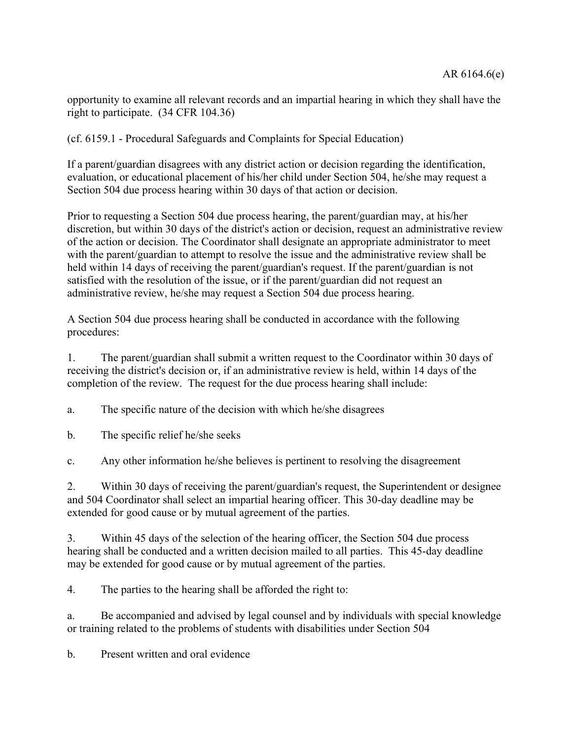opportunity to examine all relevant records and an impartial hearing in which they shall have the right to participate. (34 CFR 104.36)

(cf. 6159.1 - Procedural Safeguards and Complaints for Special Education)

If a parent/guardian disagrees with any district action or decision regarding the identification, evaluation, or educational placement of his/her child under Section 504, he/she may request a Section 504 due process hearing within 30 days of that action or decision.

Prior to requesting a Section 504 due process hearing, the parent/guardian may, at his/her discretion, but within 30 days of the district's action or decision, request an administrative review of the action or decision. The Coordinator shall designate an appropriate administrator to meet with the parent/guardian to attempt to resolve the issue and the administrative review shall be held within 14 days of receiving the parent/guardian's request. If the parent/guardian is not satisfied with the resolution of the issue, or if the parent/guardian did not request an administrative review, he/she may request a Section 504 due process hearing.

A Section 504 due process hearing shall be conducted in accordance with the following procedures:

1. The parent/guardian shall submit a written request to the Coordinator within 30 days of receiving the district's decision or, if an administrative review is held, within 14 days of the completion of the review. The request for the due process hearing shall include:

a. The specific nature of the decision with which he/she disagrees

b. The specific relief he/she seeks

c. Any other information he/she believes is pertinent to resolving the disagreement

2. Within 30 days of receiving the parent/guardian's request, the Superintendent or designee and 504 Coordinator shall select an impartial hearing officer. This 30-day deadline may be extended for good cause or by mutual agreement of the parties.

3. Within 45 days of the selection of the hearing officer, the Section 504 due process hearing shall be conducted and a written decision mailed to all parties. This 45-day deadline may be extended for good cause or by mutual agreement of the parties.

4. The parties to the hearing shall be afforded the right to:

a. Be accompanied and advised by legal counsel and by individuals with special knowledge or training related to the problems of students with disabilities under Section 504

b. Present written and oral evidence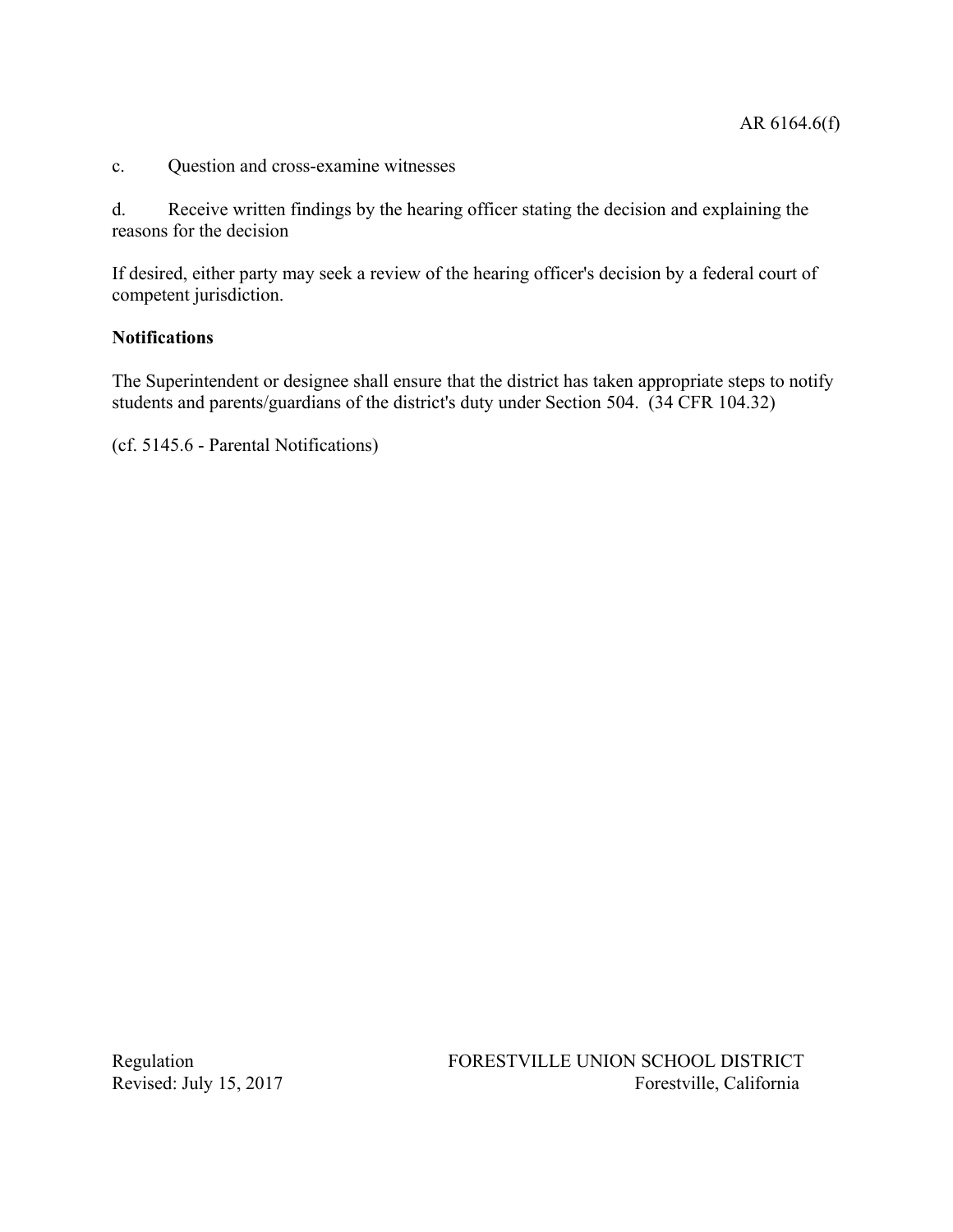c. Question and cross-examine witnesses

d. Receive written findings by the hearing officer stating the decision and explaining the reasons for the decision

If desired, either party may seek a review of the hearing officer's decision by a federal court of competent jurisdiction.

**Notifications**

The Superintendent or designee shall ensure that the district has taken appropriate steps to notify students and parents/guardians of the district's duty under Section 504. (34 CFR 104.32)

(cf. 5145.6 - Parental Notifications)

Regulation FORESTVILLE UNION SCHOOL DISTRICT
Revised: July 15, 2017 Forestville, California